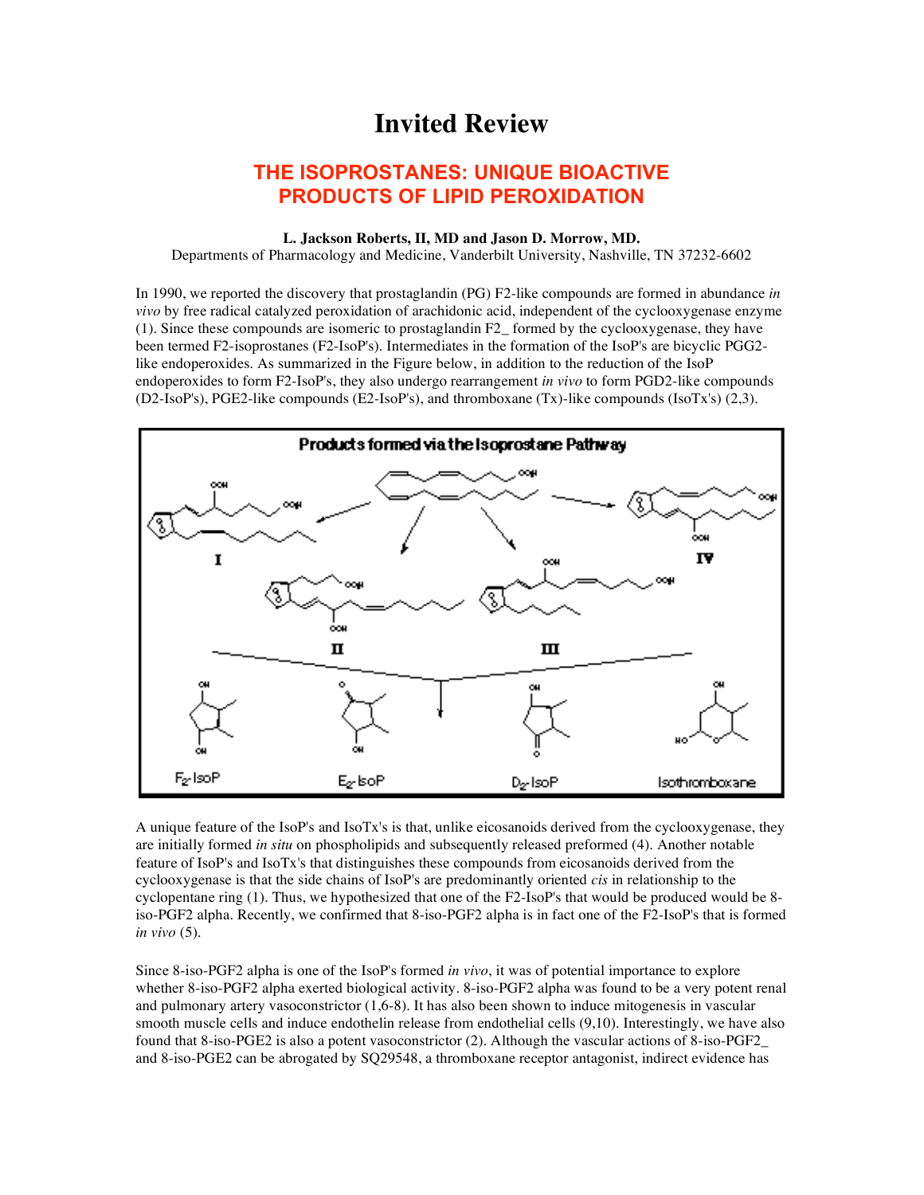# Invited Review

## THE ISOPROSTANES: UNIQUE BIOACTIVE PRODUCTS OF LIPID PEROXIDATION

**L. Jackson Roberts, II, MD and Jason D. Morrow, MD.**
Departments of Pharmacology and Medicine, Vanderbilt University, Nashville, TN 37232-6602

In 1990, we reported the discovery that prostaglandin (PG) F2-like compounds are formed in abundance *in vivo* by free radical catalyzed peroxidation of arachidonic acid, independent of the cyclooxygenase enzyme (1). Since these compounds are isomeric to prostaglandin F2_ formed by the cyclooxygenase, they have been termed F2-isoprostanes (F2-IsoP's). Intermediates in the formation of the IsoP's are bicyclic PGG2-like endoperoxides. As summarized in the Figure below, in addition to the reduction of the IsoP endoperoxides to form F2-IsoP's, they also undergo rearrangement *in vivo* to form PGD2-like compounds (D2-IsoP's), PGE2-like compounds (E2-IsoP's), and thromboxane (Tx)-like compounds (IsoTx's) (2,3).

A unique feature of the IsoP's and IsoTx's is that, unlike eicosanoids derived from the cyclooxygenase, they are initially formed *in situ* on phospholipids and subsequently released preformed (4). Another notable feature of IsoP's and IsoTx's that distinguishes these compounds from eicosanoids derived from the cyclooxygenase is that the side chains of IsoP's are predominantly oriented *cis* in relationship to the cyclopentane ring (1). Thus, we hypothesized that one of the F2-IsoP's that would be produced would be 8-iso-PGF2 alpha. Recently, we confirmed that 8-iso-PGF2 alpha is in fact one of the F2-IsoP's that is formed *in vivo* (5).

Since 8-iso-PGF2 alpha is one of the IsoP's formed *in vivo*, it was of potential importance to explore whether 8-iso-PGF2 alpha exerted biological activity. 8-iso-PGF2 alpha was found to be a very potent renal and pulmonary artery vasoconstrictor (1,6-8). It has also been shown to induce mitogenesis in vascular smooth muscle cells and induce endothelin release from endothelial cells (9,10). Interestingly, we have also found that 8-iso-PGE2 is also a potent vasoconstrictor (2). Although the vascular actions of 8-iso-PGF2_ and 8-iso-PGE2 can be abrogated by SQ29548, a thromboxane receptor antagonist, indirect evidence has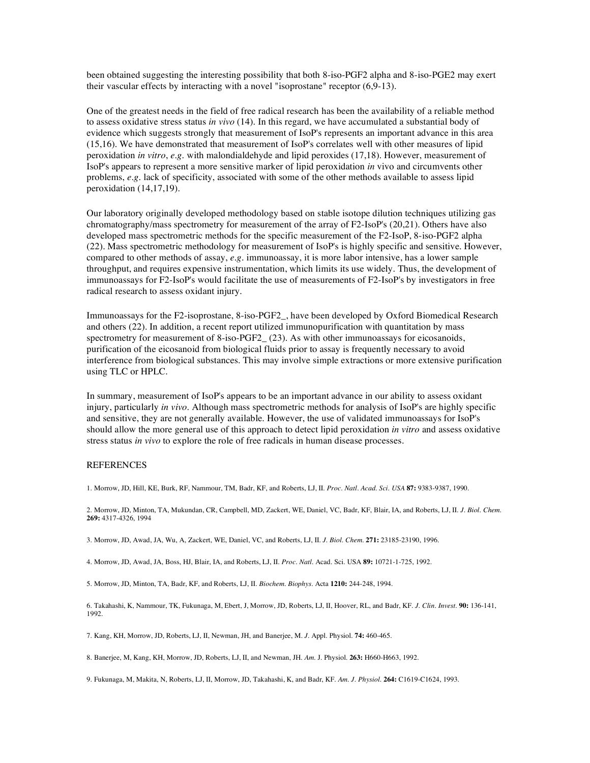been obtained suggesting the interesting possibility that both 8-iso-PGF2 alpha and 8-iso-PGE2 may exert their vascular effects by interacting with a novel "isoprostane" receptor (6,9-13).

One of the greatest needs in the field of free radical research has been the availability of a reliable method to assess oxidative stress status *in vivo* (14). In this regard, we have accumulated a substantial body of evidence which suggests strongly that measurement of IsoP's represents an important advance in this area (15,16). We have demonstrated that measurement of IsoP's correlates well with other measures of lipid peroxidation *in vitro*, *e.g.* with malondialdehyde and lipid peroxides (17,18). However, measurement of IsoP's appears to represent a more sensitive marker of lipid peroxidation *in* vivo and circumvents other problems, *e.g.* lack of specificity, associated with some of the other methods available to assess lipid peroxidation (14,17,19).

Our laboratory originally developed methodology based on stable isotope dilution techniques utilizing gas chromatography/mass spectrometry for measurement of the array of F2-IsoP's (20,21). Others have also developed mass spectrometric methods for the specific measurement of the F2-IsoP, 8-iso-PGF2 alpha (22). Mass spectrometric methodology for measurement of IsoP's is highly specific and sensitive. However, compared to other methods of assay, *e.g.* immunoassay, it is more labor intensive, has a lower sample throughput, and requires expensive instrumentation, which limits its use widely. Thus, the development of immunoassays for F2-IsoP's would facilitate the use of measurements of F2-IsoP's by investigators in free radical research to assess oxidant injury.

Immunoassays for the F2-isoprostane, 8-iso-PGF2_, have been developed by Oxford Biomedical Research and others (22). In addition, a recent report utilized immunopurification with quantitation by mass spectrometry for measurement of 8-iso-PGF2_ (23). As with other immunoassays for eicosanoids, purification of the eicosanoid from biological fluids prior to assay is frequently necessary to avoid interference from biological substances. This may involve simple extractions or more extensive purification using TLC or HPLC.

In summary, measurement of IsoP's appears to be an important advance in our ability to assess oxidant injury, particularly *in vivo*. Although mass spectrometric methods for analysis of IsoP's are highly specific and sensitive, they are not generally available. However, the use of validated immunoassays for IsoP's should allow the more general use of this approach to detect lipid peroxidation *in vitro* and assess oxidative stress status *in vivo* to explore the role of free radicals in human disease processes.

REFERENCES

1. Morrow, JD, Hill, KE, Burk, RF, Nammour, TM, Badr, KF, and Roberts, LJ, II. *Proc. Natl. Acad. Sci. USA* **87:** 9383-9387, 1990.

2. Morrow, JD, Minton, TA, Mukundan, CR, Campbell, MD, Zackert, WE, Daniel, VC, Badr, KF, Blair, IA, and Roberts, LJ, II. *J. Biol. Chem.* **269:** 4317-4326, 1994

3. Morrow, JD, Awad, JA, Wu, A, Zackert, WE, Daniel, VC, and Roberts, LJ, II. *J. Biol. Chem.* **271:** 23185-23190, 1996.

4. Morrow, JD, Awad, JA, Boss, HJ, Blair, IA, and Roberts, LJ, II. *Proc. Natl.* Acad. Sci. USA **89:** 10721-1-725, 1992.

5. Morrow, JD, Minton, TA, Badr, KF, and Roberts, LJ, II. *Biochem. Biophys.* Acta **1210:** 244-248, 1994.

6. Takahashi, K, Nammour, TK, Fukunaga, M, Ebert, J, Morrow, JD, Roberts, LJ, II, Hoover, RL, and Badr, KF. *J. Clin. Invest.* **90:** 136-141, 1992.

7. Kang, KH, Morrow, JD, Roberts, LJ, II, Newman, JH, and Banerjee, M. *J.* Appl. Physiol. **74:** 460-465.

8. Banerjee, M, Kang, KH, Morrow, JD, Roberts, LJ, II, and Newman, JH. *Am.* J. Physiol. **263:** H660-H663, 1992.

9. Fukunaga, M, Makita, N, Roberts, LJ, II, Morrow, JD, Takahashi, K, and Badr, KF. *Am. J. Physiol.* **264:** C1619-C1624, 1993.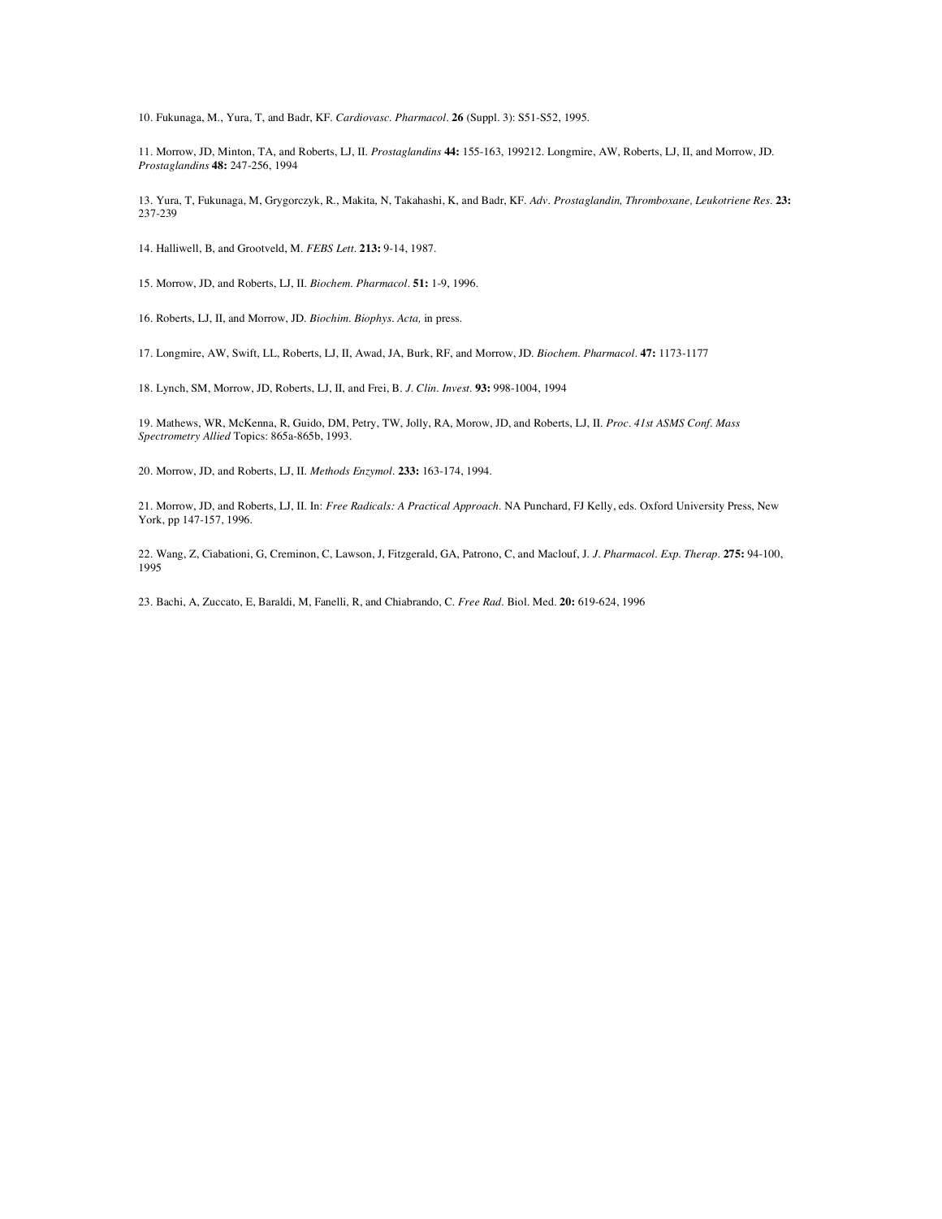10. Fukunaga, M., Yura, T, and Badr, KF. *Cardiovasc. Pharmacol*. **26** (Suppl. 3): S51-S52, 1995.

11. Morrow, JD, Minton, TA, and Roberts, LJ, II. *Prostaglandins* **44:** 155-163, 199212. Longmire, AW, Roberts, LJ, II, and Morrow, JD. *Prostaglandins* **48:** 247-256, 1994

13. Yura, T, Fukunaga, M, Grygorczyk, R., Makita, N, Takahashi, K, and Badr, KF. *Adv. Prostaglandin, Thromboxane, Leukotriene Res*. **23:** 237-239

14. Halliwell, B, and Grootveld, M. *FEBS Lett*. **213:** 9-14, 1987.

15. Morrow, JD, and Roberts, LJ, II. *Biochem. Pharmacol*. **51:** 1-9, 1996.

16. Roberts, LJ, II, and Morrow, JD. *Biochim. Biophys. Acta,* in press.

17. Longmire, AW, Swift, LL, Roberts, LJ, II, Awad, JA, Burk, RF, and Morrow, JD. *Biochem. Pharmacol*. **47:** 1173-1177

18. Lynch, SM, Morrow, JD, Roberts, LJ, II, and Frei, B. *J. Clin. Invest*. **93:** 998-1004, 1994

19. Mathews, WR, McKenna, R, Guido, DM, Petry, TW, Jolly, RA, Morow, JD, and Roberts, LJ, II. *Proc. 41st ASMS Conf. Mass Spectrometry Allied* Topics: 865a-865b, 1993.

20. Morrow, JD, and Roberts, LJ, II. *Methods Enzymol*. **233:** 163-174, 1994.

21. Morrow, JD, and Roberts, LJ, II. In: *Free Radicals: A Practical Approach*. NA Punchard, FJ Kelly, eds. Oxford University Press, New York, pp 147-157, 1996.

22. Wang, Z, Ciabationi, G, Creminon, C, Lawson, J, Fitzgerald, GA, Patrono, C, and Maclouf, J. *J. Pharmacol. Exp. Therap*. **275:** 94-100, 1995

23. Bachi, A, Zuccato, E, Baraldi, M, Fanelli, R, and Chiabrando, C. *Free Rad*. Biol. Med. **20:** 619-624, 1996